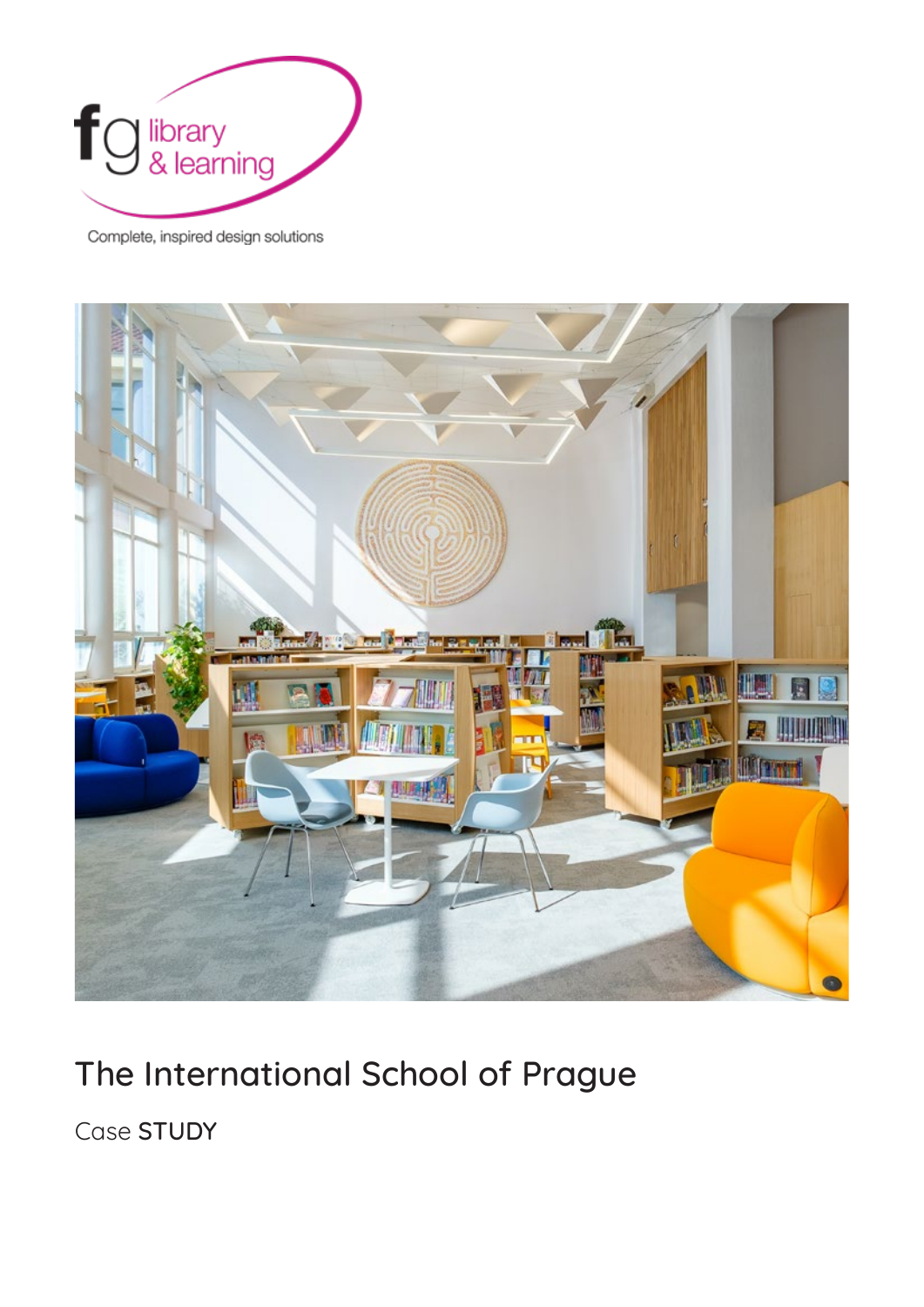fg library & learning

Complete, inspired design solutions

# The International School of Prague

Case STUDY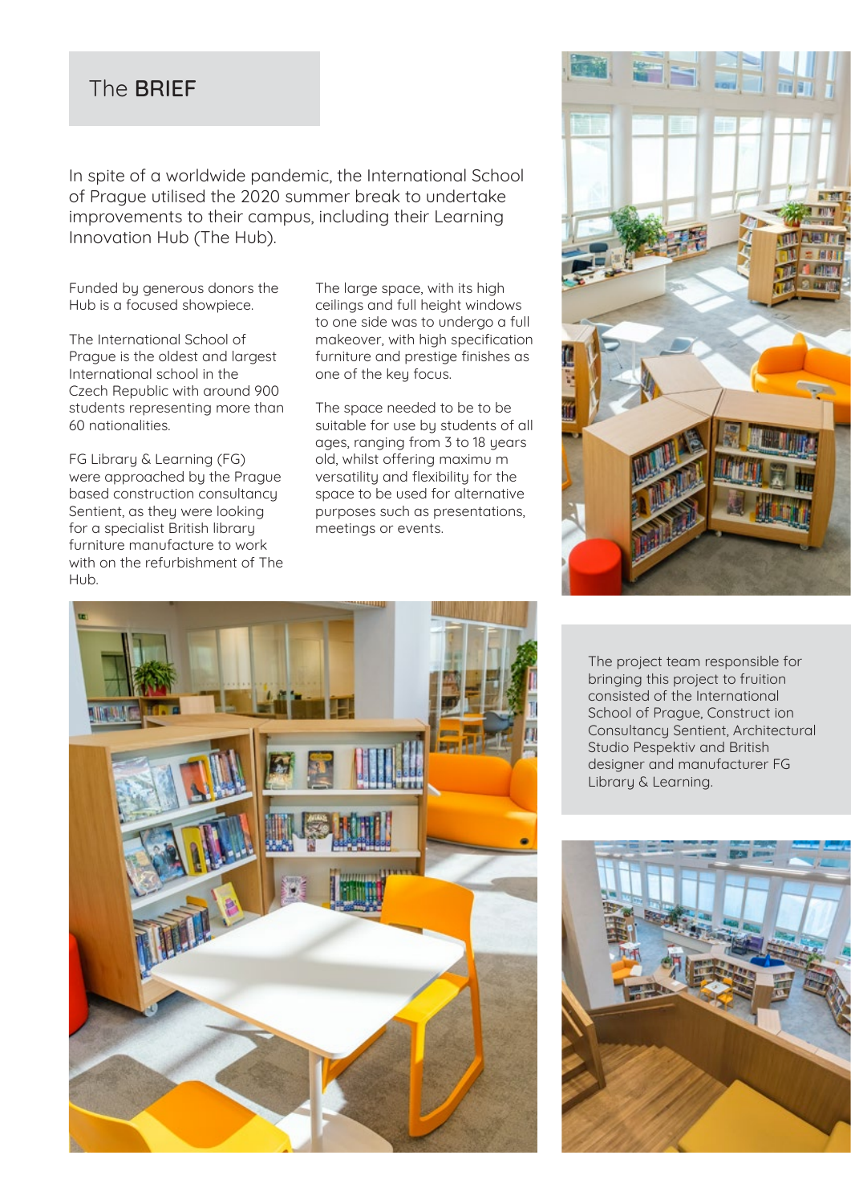# The **BRIEF**

In spite of a worldwide pandemic, the International School of Prague utilised the 2020 summer break to undertake improvements to their campus, including their Learning Innovation Hub (The Hub).

Funded by generous donors the Hub is a focused showpiece.

The International School of Prague is the oldest and largest International school in the Czech Republic with around 900 students representing more than 60 nationalities.

FG Library & Learning (FG) were approached by the Prague based construction consultancy Sentient, as they were looking for a specialist British library furniture manufacture to work with on the refurbishment of The Hub.

The large space, with its high ceilings and full height windows to one side was to undergo a full makeover, with high specification furniture and prestige finishes as one of the key focus.

The space needed to be to be suitable for use by students of all ages, ranging from 3 to 18 years old, whilst offering maximu m versatility and flexibility for the space to be used for alternative purposes such as presentations, meetings or events.

The project team responsible for bringing this project to fruition consisted of the International School of Prague, Construct ion Consultancy Sentient, Architectural Studio Pespektiv and British designer and manufacturer FG Library & Learning.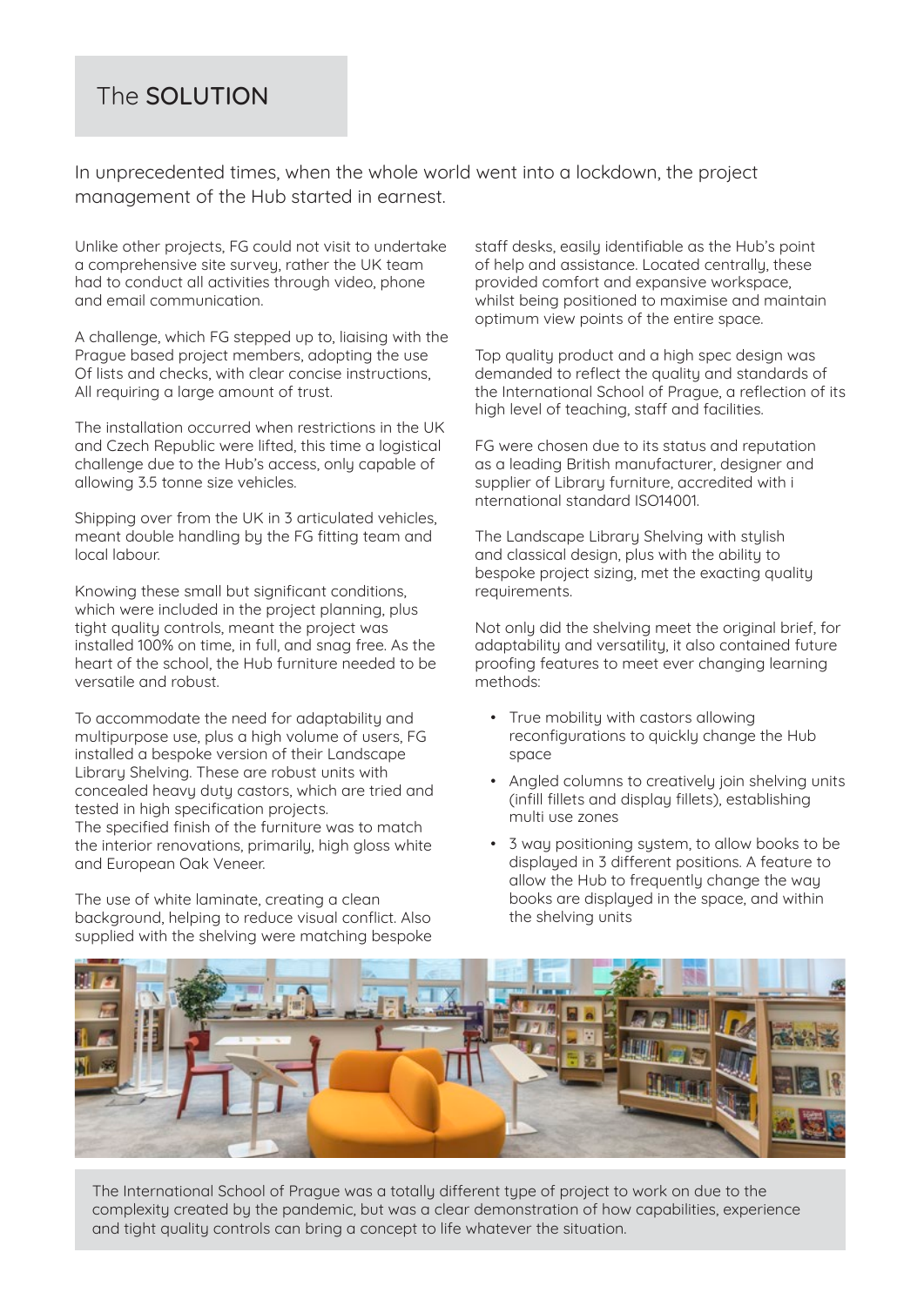## The SOLUTION

In unprecedented times, when the whole world went into a lockdown, the project management of the Hub started in earnest.

Unlike other projects, FG could not visit to undertake a comprehensive site survey, rather the UK team had to conduct all activities through video, phone and email communication.

A challenge, which FG stepped up to, liaising with the Prague based project members, adopting the use Of lists and checks, with clear concise instructions, All requiring a large amount of trust.

The installation occurred when restrictions in the UK and Czech Republic were lifted, this time a logistical challenge due to the Hub's access, only capable of allowing 3.5 tonne size vehicles.

Shipping over from the UK in 3 articulated vehicles, meant double handling by the FG fitting team and local labour.

Knowing these small but significant conditions, which were included in the project planning, plus tight quality controls, meant the project was installed 100% on time, in full, and snag free. As the heart of the school, the Hub furniture needed to be versatile and robust.

To accommodate the need for adaptability and multipurpose use, plus a high volume of users, FG installed a bespoke version of their Landscape Library Shelving. These are robust units with concealed heavy duty castors, which are tried and tested in high specification projects.
The specified finish of the furniture was to match the interior renovations, primarily, high gloss white and European Oak Veneer.

The use of white laminate, creating a clean background, helping to reduce visual conflict. Also supplied with the shelving were matching bespoke staff desks, easily identifiable as the Hub's point of help and assistance. Located centrally, these provided comfort and expansive workspace, whilst being positioned to maximise and maintain optimum view points of the entire space.

Top quality product and a high spec design was demanded to reflect the quality and standards of the International School of Prague, a reflection of its high level of teaching, staff and facilities.

FG were chosen due to its status and reputation as a leading British manufacturer, designer and supplier of Library furniture, accredited with i nternational standard ISO14001.

The Landscape Library Shelving with stylish and classical design, plus with the ability to bespoke project sizing, met the exacting quality requirements.

Not only did the shelving meet the original brief, for adaptability and versatility, it also contained future proofing features to meet ever changing learning methods:

- True mobility with castors allowing reconfigurations to quickly change the Hub space
- Angled columns to creatively join shelving units (infill fillets and display fillets), establishing multi use zones
- 3 way positioning system, to allow books to be displayed in 3 different positions. A feature to allow the Hub to frequently change the way books are displayed in the space, and within the shelving units

The International School of Prague was a totally different type of project to work on due to the complexity created by the pandemic, but was a clear demonstration of how capabilities, experience and tight quality controls can bring a concept to life whatever the situation.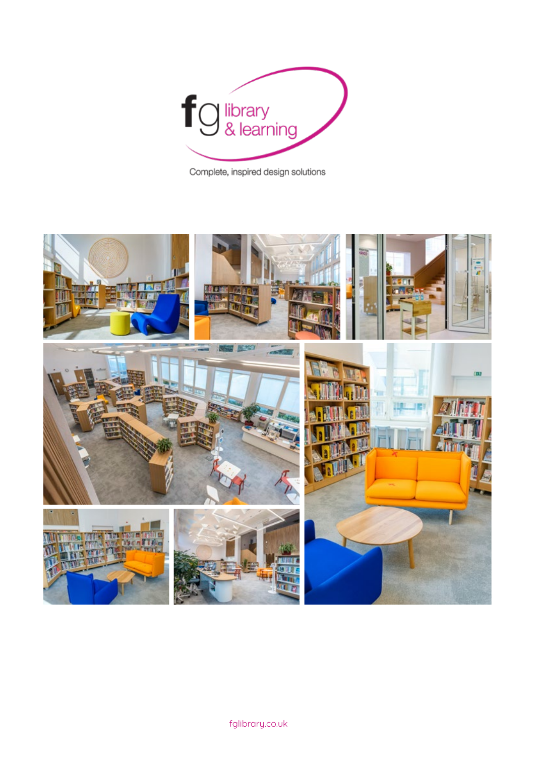fg library & learning

Complete, inspired design solutions

fglibrary.co.uk